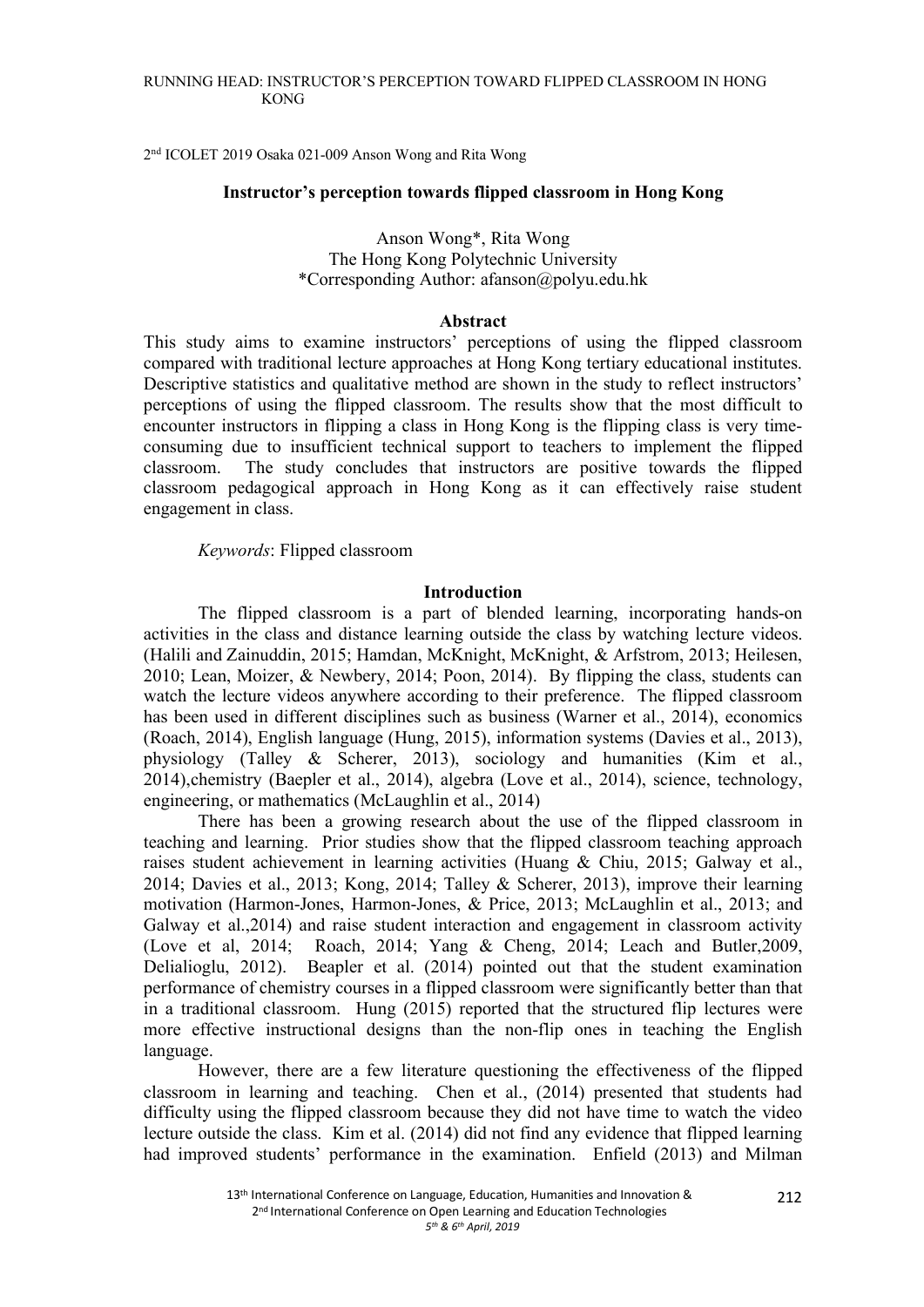2nd ICOLET 2019 Osaka 021-009 Anson Wong and Rita Wong

# Instructor's perception towards flipped classroom in Hong Kong

Anson Wong*, Rita Wong
The Hong Kong Polytechnic University
*Corresponding Author: afanson@polyu.edu.hk

## Abstract

This study aims to examine instructors' perceptions of using the flipped classroom compared with traditional lecture approaches at Hong Kong tertiary educational institutes. Descriptive statistics and qualitative method are shown in the study to reflect instructors' perceptions of using the flipped classroom. The results show that the most difficult to encounter instructors in flipping a class in Hong Kong is the flipping class is very time-consuming due to insufficient technical support to teachers to implement the flipped classroom. The study concludes that instructors are positive towards the flipped classroom pedagogical approach in Hong Kong as it can effectively raise student engagement in class.

*Keywords*: Flipped classroom

## Introduction

The flipped classroom is a part of blended learning, incorporating hands-on activities in the class and distance learning outside the class by watching lecture videos. (Halili and Zainuddin, 2015; Hamdan, McKnight, McKnight, & Arfstrom, 2013; Heilesen, 2010; Lean, Moizer, & Newbery, 2014; Poon, 2014). By flipping the class, students can watch the lecture videos anywhere according to their preference. The flipped classroom has been used in different disciplines such as business (Warner et al., 2014), economics (Roach, 2014), English language (Hung, 2015), information systems (Davies et al., 2013), physiology (Talley & Scherer, 2013), sociology and humanities (Kim et al., 2014),chemistry (Baepler et al., 2014), algebra (Love et al., 2014), science, technology, engineering, or mathematics (McLaughlin et al., 2014)

There has been a growing research about the use of the flipped classroom in teaching and learning. Prior studies show that the flipped classroom teaching approach raises student achievement in learning activities (Huang & Chiu, 2015; Galway et al., 2014; Davies et al., 2013; Kong, 2014; Talley & Scherer, 2013), improve their learning motivation (Harmon-Jones, Harmon-Jones, & Price, 2013; McLaughlin et al., 2013; and Galway et al.,2014) and raise student interaction and engagement in classroom activity (Love et al, 2014; Roach, 2014; Yang & Cheng, 2014; Leach and Butler,2009, Delialioglu, 2012). Beapler et al. (2014) pointed out that the student examination performance of chemistry courses in a flipped classroom were significantly better than that in a traditional classroom. Hung (2015) reported that the structured flip lectures were more effective instructional designs than the non-flip ones in teaching the English language.

However, there are a few literature questioning the effectiveness of the flipped classroom in learning and teaching. Chen et al., (2014) presented that students had difficulty using the flipped classroom because they did not have time to watch the video lecture outside the class. Kim et al. (2014) did not find any evidence that flipped learning had improved students' performance in the examination. Enfield (2013) and Milman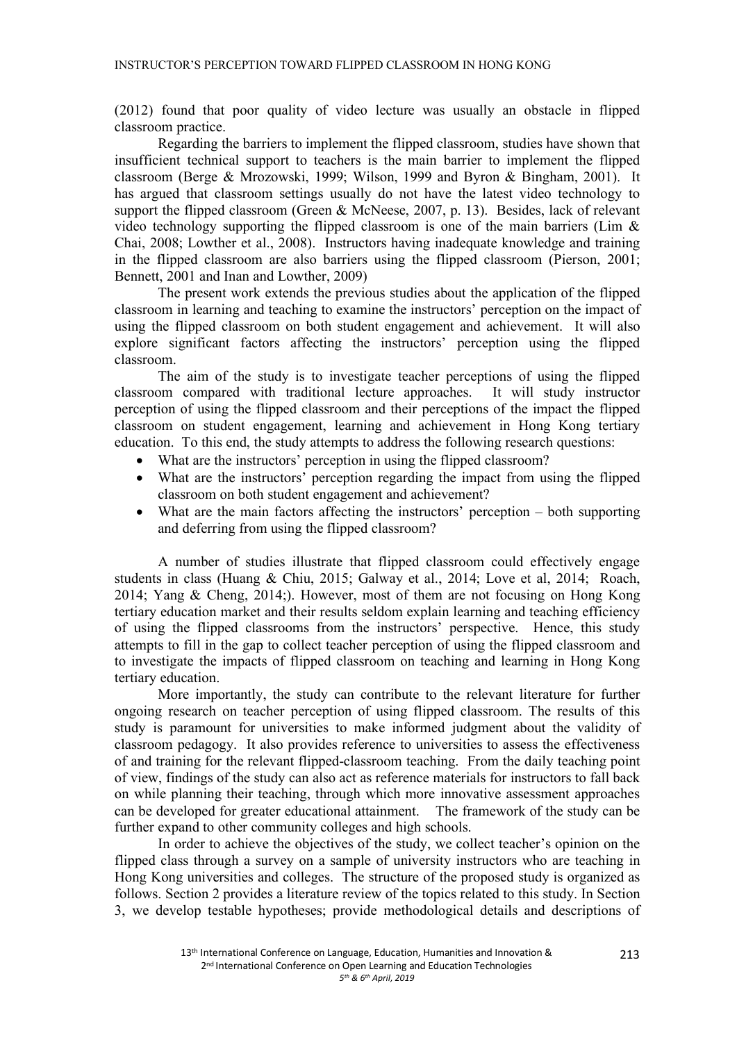(2012) found that poor quality of video lecture was usually an obstacle in flipped classroom practice.

Regarding the barriers to implement the flipped classroom, studies have shown that insufficient technical support to teachers is the main barrier to implement the flipped classroom (Berge & Mrozowski, 1999; Wilson, 1999 and Byron & Bingham, 2001). It has argued that classroom settings usually do not have the latest video technology to support the flipped classroom (Green & McNeese, 2007, p. 13). Besides, lack of relevant video technology supporting the flipped classroom is one of the main barriers (Lim & Chai, 2008; Lowther et al., 2008). Instructors having inadequate knowledge and training in the flipped classroom are also barriers using the flipped classroom (Pierson, 2001; Bennett, 2001 and Inan and Lowther, 2009)

The present work extends the previous studies about the application of the flipped classroom in learning and teaching to examine the instructors' perception on the impact of using the flipped classroom on both student engagement and achievement. It will also explore significant factors affecting the instructors' perception using the flipped classroom.

The aim of the study is to investigate teacher perceptions of using the flipped classroom compared with traditional lecture approaches. It will study instructor perception of using the flipped classroom and their perceptions of the impact the flipped classroom on student engagement, learning and achievement in Hong Kong tertiary education. To this end, the study attempts to address the following research questions:

- What are the instructors' perception in using the flipped classroom?
- What are the instructors' perception regarding the impact from using the flipped classroom on both student engagement and achievement?
- What are the main factors affecting the instructors' perception – both supporting and deferring from using the flipped classroom?

A number of studies illustrate that flipped classroom could effectively engage students in class (Huang & Chiu, 2015; Galway et al., 2014; Love et al, 2014; Roach, 2014; Yang & Cheng, 2014;). However, most of them are not focusing on Hong Kong tertiary education market and their results seldom explain learning and teaching efficiency of using the flipped classrooms from the instructors' perspective. Hence, this study attempts to fill in the gap to collect teacher perception of using the flipped classroom and to investigate the impacts of flipped classroom on teaching and learning in Hong Kong tertiary education.

More importantly, the study can contribute to the relevant literature for further ongoing research on teacher perception of using flipped classroom. The results of this study is paramount for universities to make informed judgment about the validity of classroom pedagogy. It also provides reference to universities to assess the effectiveness of and training for the relevant flipped-classroom teaching. From the daily teaching point of view, findings of the study can also act as reference materials for instructors to fall back on while planning their teaching, through which more innovative assessment approaches can be developed for greater educational attainment. The framework of the study can be further expand to other community colleges and high schools.

In order to achieve the objectives of the study, we collect teacher's opinion on the flipped class through a survey on a sample of university instructors who are teaching in Hong Kong universities and colleges. The structure of the proposed study is organized as follows. Section 2 provides a literature review of the topics related to this study. In Section 3, we develop testable hypotheses; provide methodological details and descriptions of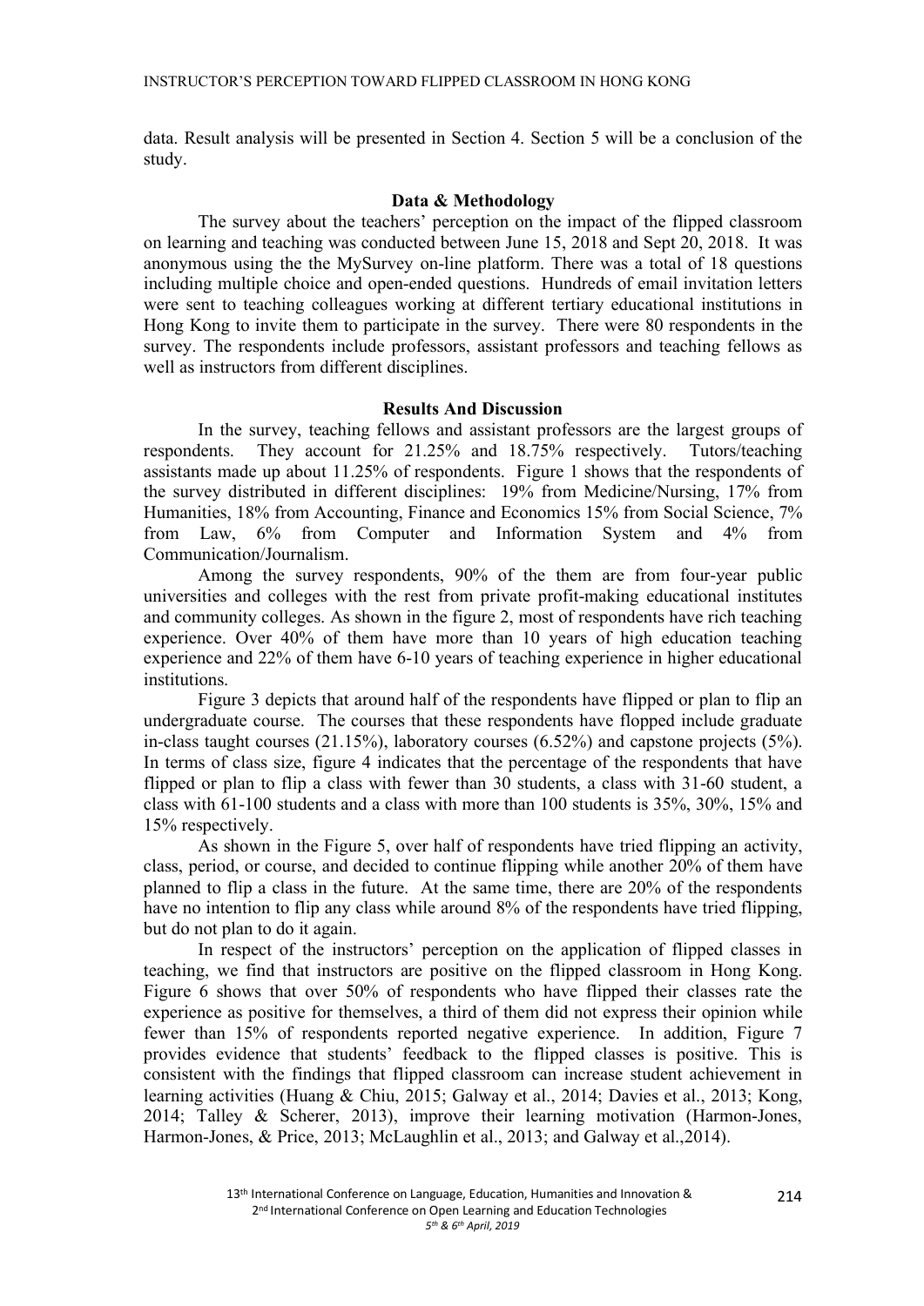data. Result analysis will be presented in Section 4. Section 5 will be a conclusion of the study.

## Data & Methodology

The survey about the teachers' perception on the impact of the flipped classroom on learning and teaching was conducted between June 15, 2018 and Sept 20, 2018. It was anonymous using the the MySurvey on-line platform. There was a total of 18 questions including multiple choice and open-ended questions. Hundreds of email invitation letters were sent to teaching colleagues working at different tertiary educational institutions in Hong Kong to invite them to participate in the survey. There were 80 respondents in the survey. The respondents include professors, assistant professors and teaching fellows as well as instructors from different disciplines.

## Results And Discussion

In the survey, teaching fellows and assistant professors are the largest groups of respondents. They account for 21.25% and 18.75% respectively. Tutors/teaching assistants made up about 11.25% of respondents. Figure 1 shows that the respondents of the survey distributed in different disciplines: 19% from Medicine/Nursing, 17% from Humanities, 18% from Accounting, Finance and Economics 15% from Social Science, 7% from Law, 6% from Computer and Information System and 4% from Communication/Journalism.

Among the survey respondents, 90% of the them are from four-year public universities and colleges with the rest from private profit-making educational institutes and community colleges. As shown in the figure 2, most of respondents have rich teaching experience. Over 40% of them have more than 10 years of high education teaching experience and 22% of them have 6-10 years of teaching experience in higher educational institutions.

Figure 3 depicts that around half of the respondents have flipped or plan to flip an undergraduate course. The courses that these respondents have flopped include graduate in-class taught courses (21.15%), laboratory courses (6.52%) and capstone projects (5%). In terms of class size, figure 4 indicates that the percentage of the respondents that have flipped or plan to flip a class with fewer than 30 students, a class with 31-60 student, a class with 61-100 students and a class with more than 100 students is 35%, 30%, 15% and 15% respectively.

As shown in the Figure 5, over half of respondents have tried flipping an activity, class, period, or course, and decided to continue flipping while another 20% of them have planned to flip a class in the future. At the same time, there are 20% of the respondents have no intention to flip any class while around 8% of the respondents have tried flipping, but do not plan to do it again.

In respect of the instructors' perception on the application of flipped classes in teaching, we find that instructors are positive on the flipped classroom in Hong Kong. Figure 6 shows that over 50% of respondents who have flipped their classes rate the experience as positive for themselves, a third of them did not express their opinion while fewer than 15% of respondents reported negative experience. In addition, Figure 7 provides evidence that students' feedback to the flipped classes is positive. This is consistent with the findings that flipped classroom can increase student achievement in learning activities (Huang & Chiu, 2015; Galway et al., 2014; Davies et al., 2013; Kong, 2014; Talley & Scherer, 2013), improve their learning motivation (Harmon-Jones, Harmon-Jones, & Price, 2013; McLaughlin et al., 2013; and Galway et al.,2014).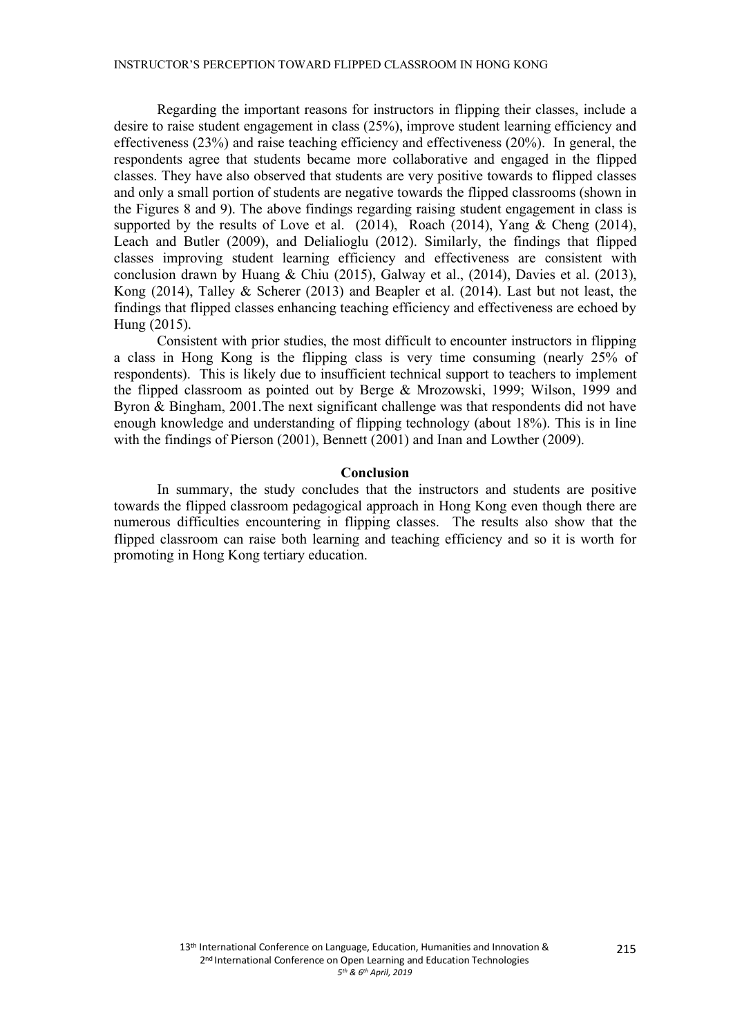Regarding the important reasons for instructors in flipping their classes, include a desire to raise student engagement in class (25%), improve student learning efficiency and effectiveness (23%) and raise teaching efficiency and effectiveness (20%). In general, the respondents agree that students became more collaborative and engaged in the flipped classes. They have also observed that students are very positive towards to flipped classes and only a small portion of students are negative towards the flipped classrooms (shown in the Figures 8 and 9). The above findings regarding raising student engagement in class is supported by the results of Love et al. (2014), Roach (2014), Yang & Cheng (2014), Leach and Butler (2009), and Delialioglu (2012). Similarly, the findings that flipped classes improving student learning efficiency and effectiveness are consistent with conclusion drawn by Huang & Chiu (2015), Galway et al., (2014), Davies et al. (2013), Kong (2014), Talley & Scherer (2013) and Beapler et al. (2014). Last but not least, the findings that flipped classes enhancing teaching efficiency and effectiveness are echoed by Hung (2015).

Consistent with prior studies, the most difficult to encounter instructors in flipping a class in Hong Kong is the flipping class is very time consuming (nearly 25% of respondents). This is likely due to insufficient technical support to teachers to implement the flipped classroom as pointed out by Berge & Mrozowski, 1999; Wilson, 1999 and Byron & Bingham, 2001.The next significant challenge was that respondents did not have enough knowledge and understanding of flipping technology (about 18%). This is in line with the findings of Pierson (2001), Bennett (2001) and Inan and Lowther (2009).

## Conclusion

In summary, the study concludes that the instructors and students are positive towards the flipped classroom pedagogical approach in Hong Kong even though there are numerous difficulties encountering in flipping classes. The results also show that the flipped classroom can raise both learning and teaching efficiency and so it is worth for promoting in Hong Kong tertiary education.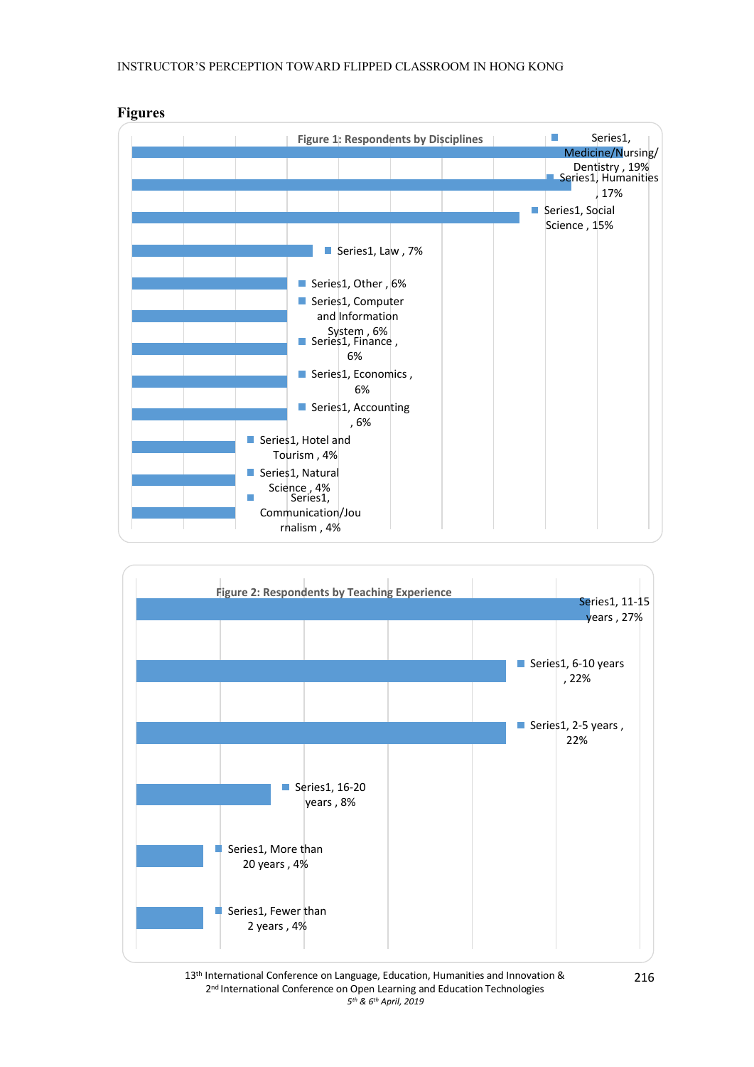## Figures

Figure 1: Respondents by Disciplines

| Discipline | Percentage |
|---|---|
| Medicine/Nursing/Dentistry | 19% |
| Humanities | 17% |
| Social Science | 15% |
| Law | 7% |
| Other | 6% |
| Computer and Information System | 6% |
| Finance | 6% |
| Economics | 6% |
| Accounting | 6% |
| Hotel and Tourism | 4% |
| Natural Science | 4% |
| Communication/Journalism | 4% |

Figure 2: Respondents by Teaching Experience

| Teaching Experience | Percentage |
|---|---|
| 11-15 years | 27% |
| 6-10 years | 22% |
| 2-5 years | 22% |
| 16-20 years | 8% |
| More than 20 years | 4% |
| Fewer than 2 years | 4% |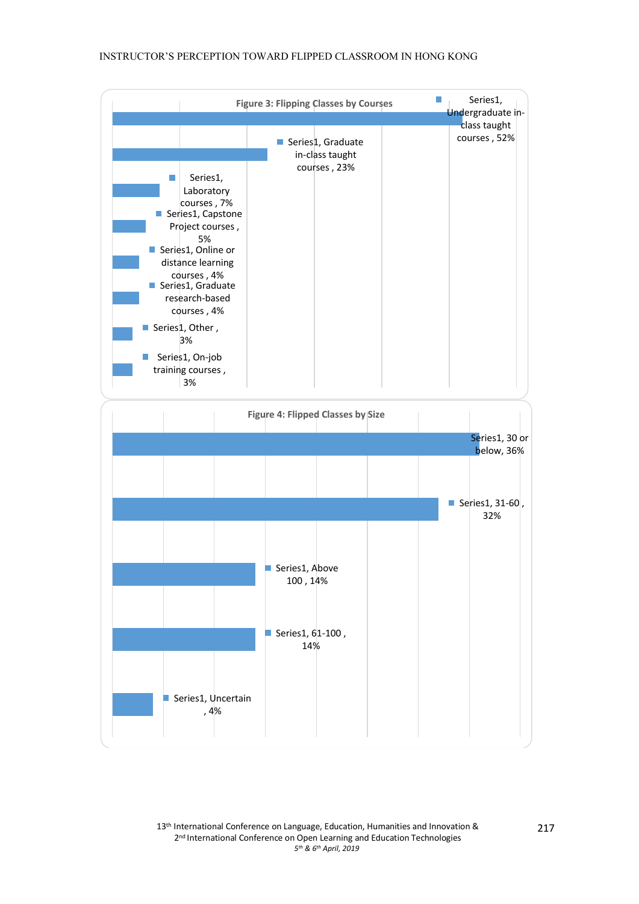**Figure 3: Flipping Classes by Courses**

| Course type | Percentage |
|---|---|
| Undergraduate in-class taught courses | 52% |
| Graduate in-class taught courses | 23% |
| Laboratory courses | 7% |
| Capstone Project courses | 5% |
| Online or distance learning courses | 4% |
| Graduate research-based courses | 4% |
| Other | 3% |
| On-job training courses | 3% |

**Figure 4: Flipped Classes by Size**

| Class size | Percentage |
|---|---|
| 30 or below | 36% |
| 31-60 | 32% |
| Above 100 | 14% |
| 61-100 | 14% |
| Uncertain | 4% |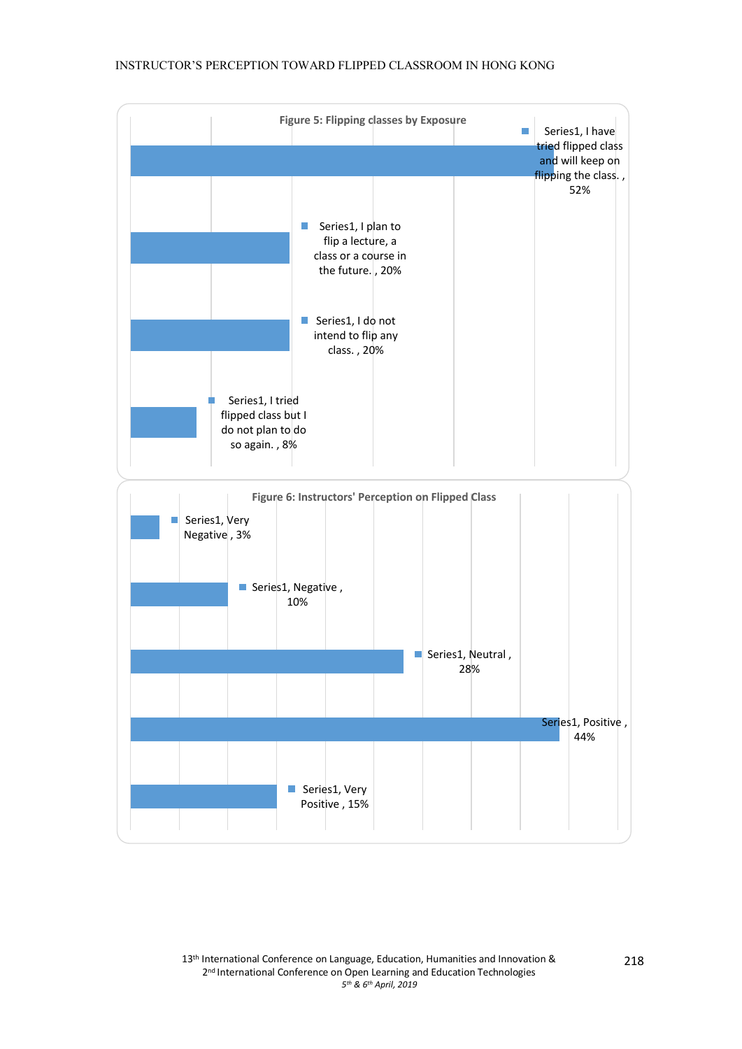**Figure 5: Flipping classes by Exposure**

- Series1, I have tried flipped class and will keep on flipping the class. , 52%
- Series1, I plan to flip a lecture, a class or a course in the future. , 20%
- Series1, I do not intend to flip any class. , 20%
- Series1, I tried flipped class but I do not plan to do so again. , 8%

**Figure 6: Instructors' Perception on Flipped Class**

- Series1, Very Negative , 3%
- Series1, Negative , 10%
- Series1, Neutral , 28%
- Series1, Positive , 44%
- Series1, Very Positive , 15%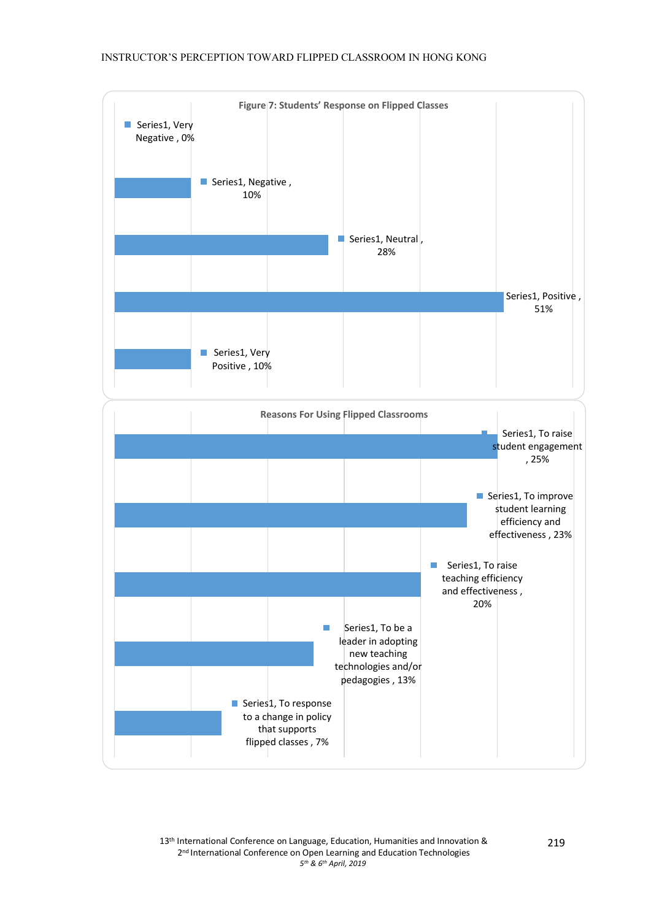**Figure 7: Students' Response on Flipped Classes**

| Response | Percentage |
| --- | --- |
| Very Negative | 0% |
| Negative | 10% |
| Neutral | 28% |
| Positive | 51% |
| Very Positive | 10% |

**Reasons For Using Flipped Classrooms**

| Reason | Percentage |
| --- | --- |
| To raise student engagement | 25% |
| To improve student learning efficiency and effectiveness | 23% |
| To raise teaching efficiency and effectiveness | 20% |
| To be a leader in adopting new teaching technologies and/or pedagogies | 13% |
| To response to a change in policy that supports flipped classes | 7% |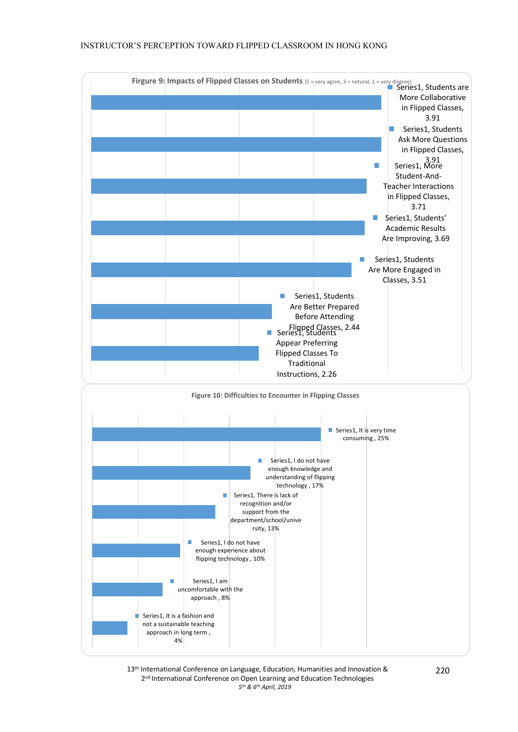**Firgure 9: Impacts of Flipped Classes on Students** (5 = very agree, 3 = netural, 1 = very disgree)

| Item | Score |
|---|---|
| Students are More Collaborative in Flipped Classes | 3.91 |
| Students Ask More Questions in Flipped Classes | 3.91 |
| More Student-And-Teacher Interactions in Flipped Classes | 3.71 |
| Students' Academic Results Are Improving | 3.69 |
| Students Are More Engaged in Classes | 3.51 |
| Students Are Better Prepared Before Attending Flipped Classes | 2.44 |
| Students Appear Preferring Flipped Classes To Traditional Instructions | 2.26 |

**Figure 10: Difficulties to Encounter in Flipping Classes**

| Item | Percentage |
|---|---|
| It is very time consuming | 25% |
| I do not have enough knowledge and understanding of flipping technology | 17% |
| There is lack of recognition and/or support from the department/school/university | 13% |
| I do not have enough experience about flipping technology | 10% |
| I am uncomfortable with the approach | 8% |
| It is a fashion and not a sustainable teaching approach in long term | 4% |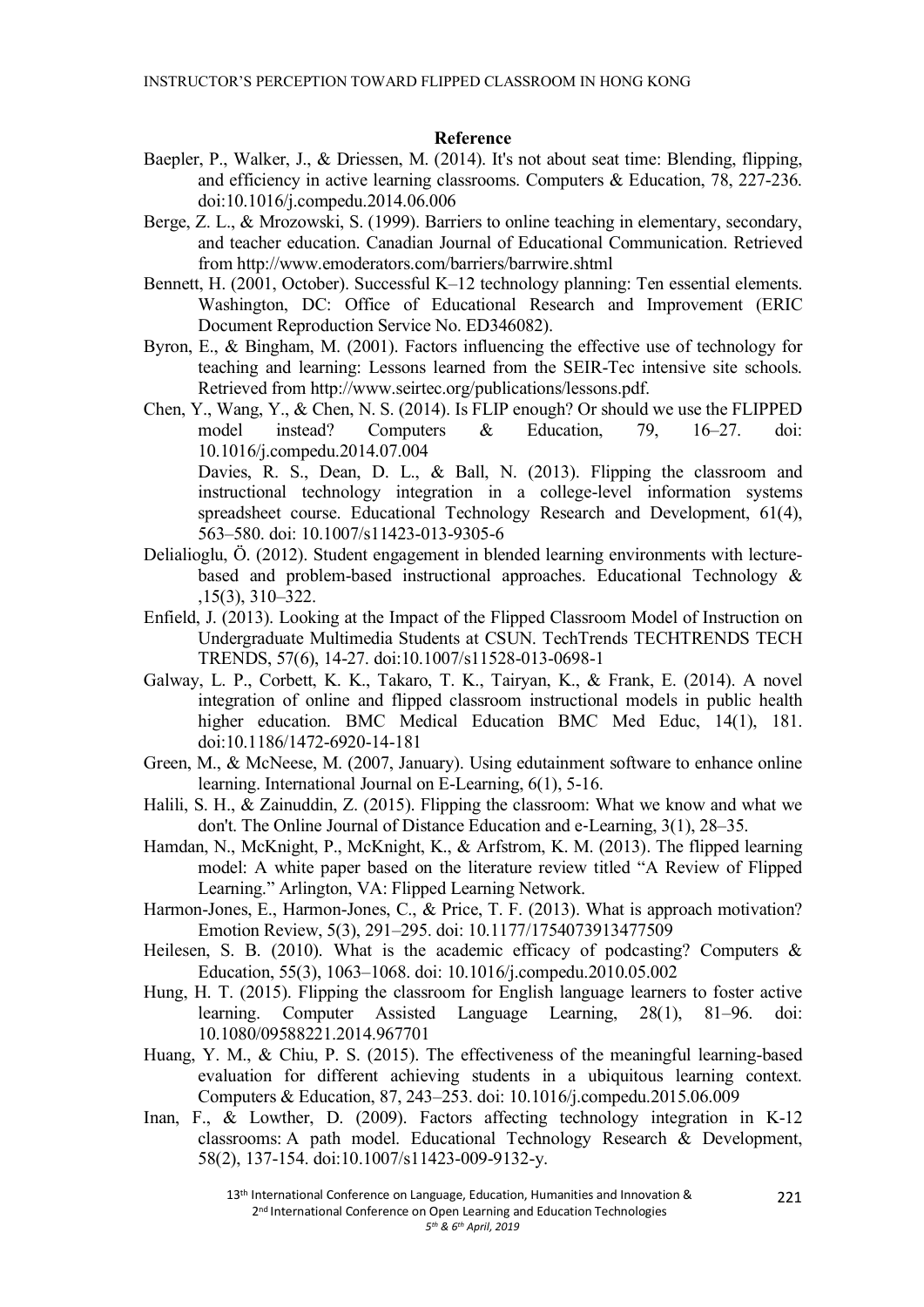## Reference

Baepler, P., Walker, J., & Driessen, M. (2014). It's not about seat time: Blending, flipping, and efficiency in active learning classrooms. Computers & Education, 78, 227-236. doi:10.1016/j.compedu.2014.06.006

Berge, Z. L., & Mrozowski, S. (1999). Barriers to online teaching in elementary, secondary, and teacher education. Canadian Journal of Educational Communication. Retrieved from http://www.emoderators.com/barriers/barrwire.shtml

Bennett, H. (2001, October). Successful K–12 technology planning: Ten essential elements. Washington, DC: Office of Educational Research and Improvement (ERIC Document Reproduction Service No. ED346082).

Byron, E., & Bingham, M. (2001). Factors influencing the effective use of technology for teaching and learning: Lessons learned from the SEIR-Tec intensive site schools. Retrieved from http://www.seirtec.org/publications/lessons.pdf.

Chen, Y., Wang, Y., & Chen, N. S. (2014). Is FLIP enough? Or should we use the FLIPPED model instead? Computers & Education, 79, 16–27. doi: 10.1016/j.compedu.2014.07.004

Davies, R. S., Dean, D. L., & Ball, N. (2013). Flipping the classroom and instructional technology integration in a college-level information systems spreadsheet course. Educational Technology Research and Development, 61(4), 563–580. doi: 10.1007/s11423-013-9305-6

Delialioglu, Ö. (2012). Student engagement in blended learning environments with lecture-based and problem-based instructional approaches. Educational Technology & ,15(3), 310–322.

Enfield, J. (2013). Looking at the Impact of the Flipped Classroom Model of Instruction on Undergraduate Multimedia Students at CSUN. TechTrends TECHTRENDS TECH TRENDS, 57(6), 14-27. doi:10.1007/s11528-013-0698-1

Galway, L. P., Corbett, K. K., Takaro, T. K., Tairyan, K., & Frank, E. (2014). A novel integration of online and flipped classroom instructional models in public health higher education. BMC Medical Education BMC Med Educ, 14(1), 181. doi:10.1186/1472-6920-14-181

Green, M., & McNeese, M. (2007, January). Using edutainment software to enhance online learning. International Journal on E-Learning, 6(1), 5-16.

Halili, S. H., & Zainuddin, Z. (2015). Flipping the classroom: What we know and what we don't. The Online Journal of Distance Education and e-Learning, 3(1), 28–35.

Hamdan, N., McKnight, P., McKnight, K., & Arfstrom, K. M. (2013). The flipped learning model: A white paper based on the literature review titled "A Review of Flipped Learning." Arlington, VA: Flipped Learning Network.

Harmon-Jones, E., Harmon-Jones, C., & Price, T. F. (2013). What is approach motivation? Emotion Review, 5(3), 291–295. doi: 10.1177/1754073913477509

Heilesen, S. B. (2010). What is the academic efficacy of podcasting? Computers & Education, 55(3), 1063–1068. doi: 10.1016/j.compedu.2010.05.002

Hung, H. T. (2015). Flipping the classroom for English language learners to foster active learning. Computer Assisted Language Learning, 28(1), 81–96. doi: 10.1080/09588221.2014.967701

Huang, Y. M., & Chiu, P. S. (2015). The effectiveness of the meaningful learning-based evaluation for different achieving students in a ubiquitous learning context. Computers & Education, 87, 243–253. doi: 10.1016/j.compedu.2015.06.009

Inan, F., & Lowther, D. (2009). Factors affecting technology integration in K-12 classrooms: A path model. Educational Technology Research & Development, 58(2), 137-154. doi:10.1007/s11423-009-9132-y.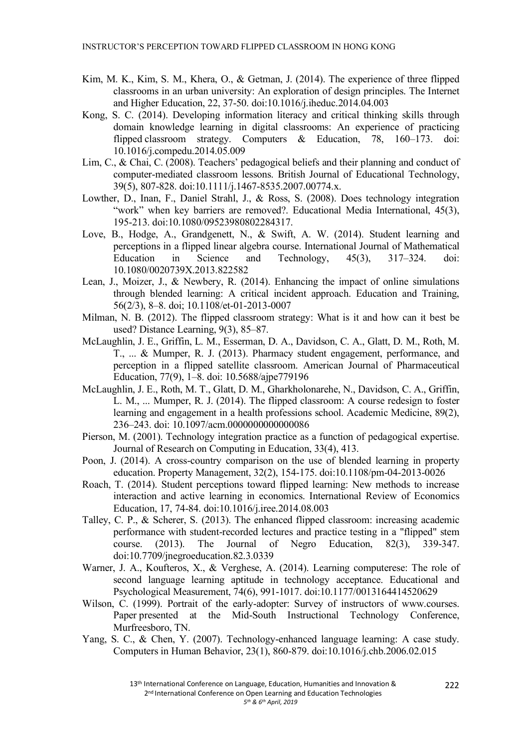Kim, M. K., Kim, S. M., Khera, O., & Getman, J. (2014). The experience of three flipped classrooms in an urban university: An exploration of design principles. The Internet and Higher Education, 22, 37-50. doi:10.1016/j.iheduc.2014.04.003

Kong, S. C. (2014). Developing information literacy and critical thinking skills through domain knowledge learning in digital classrooms: An experience of practicing flipped classroom strategy. Computers & Education, 78, 160–173. doi: 10.1016/j.compedu.2014.05.009

Lim, C., & Chai, C. (2008). Teachers' pedagogical beliefs and their planning and conduct of computer-mediated classroom lessons. British Journal of Educational Technology, 39(5), 807-828. doi:10.1111/j.1467-8535.2007.00774.x.

Lowther, D., Inan, F., Daniel Strahl, J., & Ross, S. (2008). Does technology integration "work" when key barriers are removed?. Educational Media International, 45(3), 195-213. doi:10.1080/09523980802284317.

Love, B., Hodge, A., Grandgenett, N., & Swift, A. W. (2014). Student learning and perceptions in a flipped linear algebra course. International Journal of Mathematical Education in Science and Technology, 45(3), 317–324. doi: 10.1080/0020739X.2013.822582

Lean, J., Moizer, J., & Newbery, R. (2014). Enhancing the impact of online simulations through blended learning: A critical incident approach. Education and Training, 56(2/3), 8–8. doi; 10.1108/et-01-2013-0007

Milman, N. B. (2012). The flipped classroom strategy: What is it and how can it best be used? Distance Learning, 9(3), 85–87.

McLaughlin, J. E., Griffin, L. M., Esserman, D. A., Davidson, C. A., Glatt, D. M., Roth, M. T., ... & Mumper, R. J. (2013). Pharmacy student engagement, performance, and perception in a flipped satellite classroom. American Journal of Pharmaceutical Education, 77(9), 1–8. doi: 10.5688/ajpe779196

McLaughlin, J. E., Roth, M. T., Glatt, D. M., Gharkholonarehe, N., Davidson, C. A., Griffin, L. M., ... Mumper, R. J. (2014). The flipped classroom: A course redesign to foster learning and engagement in a health professions school. Academic Medicine, 89(2), 236–243. doi: 10.1097/acm.0000000000000086

Pierson, M. (2001). Technology integration practice as a function of pedagogical expertise. Journal of Research on Computing in Education, 33(4), 413.

Poon, J. (2014). A cross-country comparison on the use of blended learning in property education. Property Management, 32(2), 154-175. doi:10.1108/pm-04-2013-0026

Roach, T. (2014). Student perceptions toward flipped learning: New methods to increase interaction and active learning in economics. International Review of Economics Education, 17, 74-84. doi:10.1016/j.iree.2014.08.003

Talley, C. P., & Scherer, S. (2013). The enhanced flipped classroom: increasing academic performance with student-recorded lectures and practice testing in a "flipped" stem course. (2013). The Journal of Negro Education, 82(3), 339-347. doi:10.7709/jnegroeducation.82.3.0339

Warner, J. A., Koufteros, X., & Verghese, A. (2014). Learning computerese: The role of second language learning aptitude in technology acceptance. Educational and Psychological Measurement, 74(6), 991-1017. doi:10.1177/0013164414520629

Wilson, C. (1999). Portrait of the early-adopter: Survey of instructors of www.courses. Paper presented at the Mid-South Instructional Technology Conference, Murfreesboro, TN.

Yang, S. C., & Chen, Y. (2007). Technology-enhanced language learning: A case study. Computers in Human Behavior, 23(1), 860-879. doi:10.1016/j.chb.2006.02.015